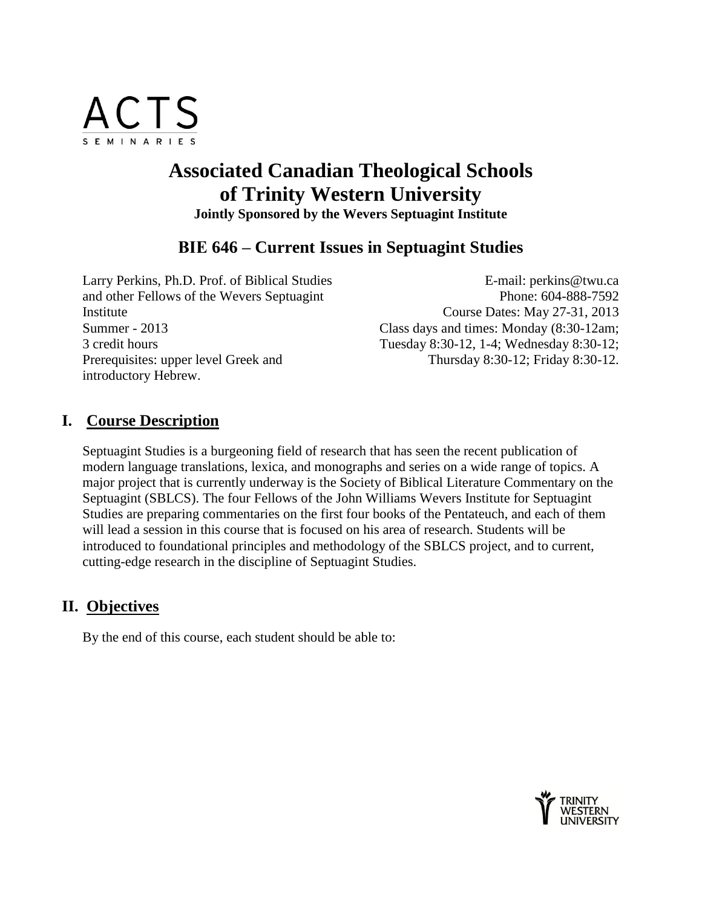ACTS
SEMINARIES

# Associated Canadian Theological Schools of Trinity Western University

**Jointly Sponsored by the Wevers Septuagint Institute**

## BIE 646 – Current Issues in Septuagint Studies

Larry Perkins, Ph.D. Prof. of Biblical Studies and other Fellows of the Wevers Septuagint Institute
Summer - 2013
3 credit hours
Prerequisites: upper level Greek and introductory Hebrew.

E-mail: perkins@twu.ca
Phone: 604-888-7592
Course Dates: May 27-31, 2013
Class days and times: Monday (8:30-12am; Tuesday 8:30-12, 1-4; Wednesday 8:30-12; Thursday 8:30-12; Friday 8:30-12.

## I. Course Description

Septuagint Studies is a burgeoning field of research that has seen the recent publication of modern language translations, lexica, and monographs and series on a wide range of topics. A major project that is currently underway is the Society of Biblical Literature Commentary on the Septuagint (SBLCS). The four Fellows of the John Williams Wevers Institute for Septuagint Studies are preparing commentaries on the first four books of the Pentateuch, and each of them will lead a session in this course that is focused on his area of research. Students will be introduced to foundational principles and methodology of the SBLCS project, and to current, cutting-edge research in the discipline of Septuagint Studies.

## II. Objectives

By the end of this course, each student should be able to:

TRINITY WESTERN UNIVERSITY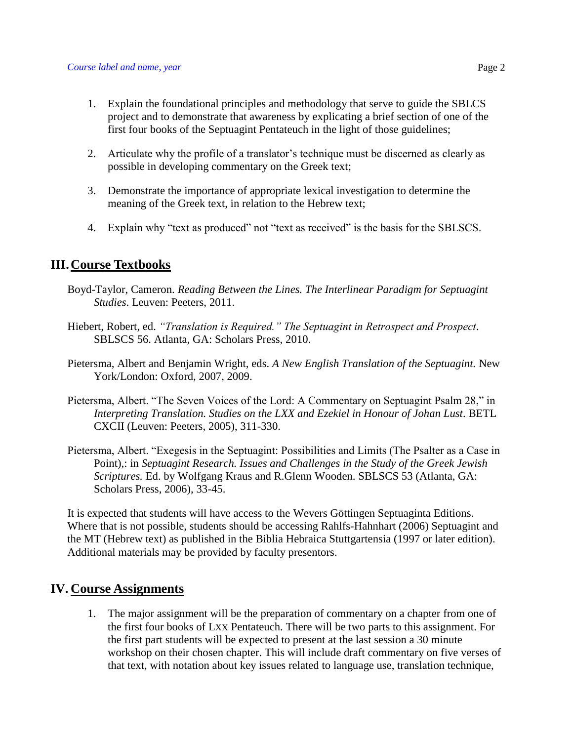1. Explain the foundational principles and methodology that serve to guide the SBLCS project and to demonstrate that awareness by explicating a brief section of one of the first four books of the Septuagint Pentateuch in the light of those guidelines;

2. Articulate why the profile of a translator's technique must be discerned as clearly as possible in developing commentary on the Greek text;

3. Demonstrate the importance of appropriate lexical investigation to determine the meaning of the Greek text, in relation to the Hebrew text;

4. Explain why "text as produced" not "text as received" is the basis for the SBLSCS.

## III. Course Textbooks

Boyd-Taylor, Cameron. *Reading Between the Lines. The Interlinear Paradigm for Septuagint Studies*. Leuven: Peeters, 2011.

Hiebert, Robert, ed. *"Translation is Required." The Septuagint in Retrospect and Prospect*. SBLSCS 56. Atlanta, GA: Scholars Press, 2010.

Pietersma, Albert and Benjamin Wright, eds. *A New English Translation of the Septuagint.* New York/London: Oxford, 2007, 2009.

Pietersma, Albert. "The Seven Voices of the Lord: A Commentary on Septuagint Psalm 28," in *Interpreting Translation. Studies on the LXX and Ezekiel in Honour of Johan Lust*. BETL CXCII (Leuven: Peeters, 2005), 311-330.

Pietersma, Albert. "Exegesis in the Septuagint: Possibilities and Limits (The Psalter as a Case in Point),: in *Septuagint Research. Issues and Challenges in the Study of the Greek Jewish Scriptures.* Ed. by Wolfgang Kraus and R.Glenn Wooden. SBLSCS 53 (Atlanta, GA: Scholars Press, 2006), 33-45.

It is expected that students will have access to the Wevers Göttingen Septuaginta Editions. Where that is not possible, students should be accessing Rahlfs-Hahnhart (2006) Septuagint and the MT (Hebrew text) as published in the Biblia Hebraica Stuttgartensia (1997 or later edition). Additional materials may be provided by faculty presentors.

## IV. Course Assignments

1. The major assignment will be the preparation of commentary on a chapter from one of the first four books of LXX Pentateuch. There will be two parts to this assignment. For the first part students will be expected to present at the last session a 30 minute workshop on their chosen chapter. This will include draft commentary on five verses of that text, with notation about key issues related to language use, translation technique,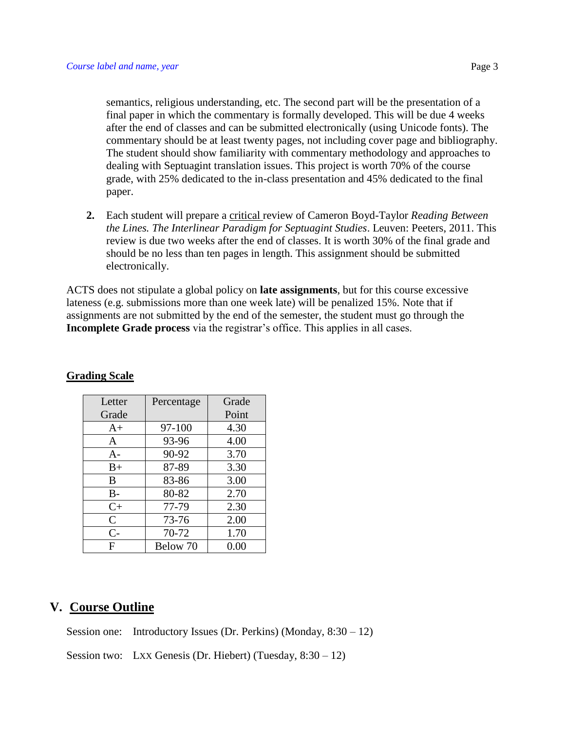semantics, religious understanding, etc. The second part will be the presentation of a final paper in which the commentary is formally developed. This will be due 4 weeks after the end of classes and can be submitted electronically (using Unicode fonts). The commentary should be at least twenty pages, not including cover page and bibliography. The student should show familiarity with commentary methodology and approaches to dealing with Septuagint translation issues. This project is worth 70% of the course grade, with 25% dedicated to the in-class presentation and 45% dedicated to the final paper.

2. Each student will prepare a critical review of Cameron Boyd-Taylor *Reading Between the Lines. The Interlinear Paradigm for Septuagint Studies*. Leuven: Peeters, 2011. This review is due two weeks after the end of classes. It is worth 30% of the final grade and should be no less than ten pages in length. This assignment should be submitted electronically.

ACTS does not stipulate a global policy on **late assignments**, but for this course excessive lateness (e.g. submissions more than one week late) will be penalized 15%. Note that if assignments are not submitted by the end of the semester, the student must go through the **Incomplete Grade process** via the registrar's office. This applies in all cases.

**Grading Scale**

| Letter Grade | Percentage | Grade Point |
|---|---|---|
| A+ | 97-100 | 4.30 |
| A | 93-96 | 4.00 |
| A- | 90-92 | 3.70 |
| B+ | 87-89 | 3.30 |
| B | 83-86 | 3.00 |
| B- | 80-82 | 2.70 |
| C+ | 77-79 | 2.30 |
| C | 73-76 | 2.00 |
| C- | 70-72 | 1.70 |
| F | Below 70 | 0.00 |

## V. Course Outline

Session one: Introductory Issues (Dr. Perkins) (Monday, 8:30 – 12)

Session two: LXX Genesis (Dr. Hiebert) (Tuesday, 8:30 – 12)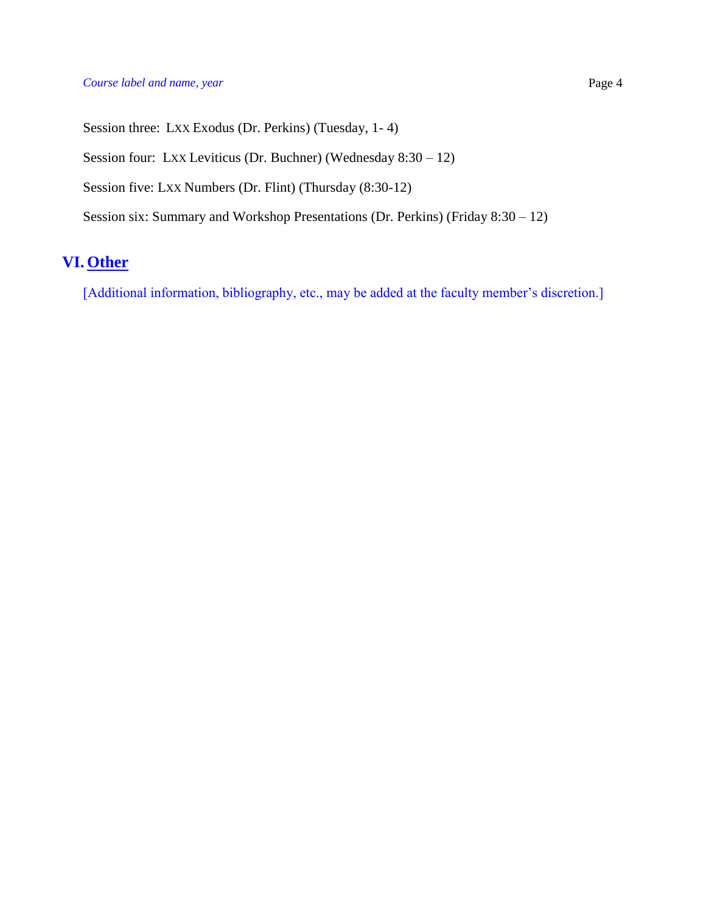Session three: LXX Exodus (Dr. Perkins) (Tuesday, 1- 4)

Session four: LXX Leviticus (Dr. Buchner) (Wednesday 8:30 – 12)

Session five: LXX Numbers (Dr. Flint) (Thursday (8:30-12)

Session six: Summary and Workshop Presentations (Dr. Perkins) (Friday 8:30 – 12)

## VI. Other

[Additional information, bibliography, etc., may be added at the faculty member's discretion.]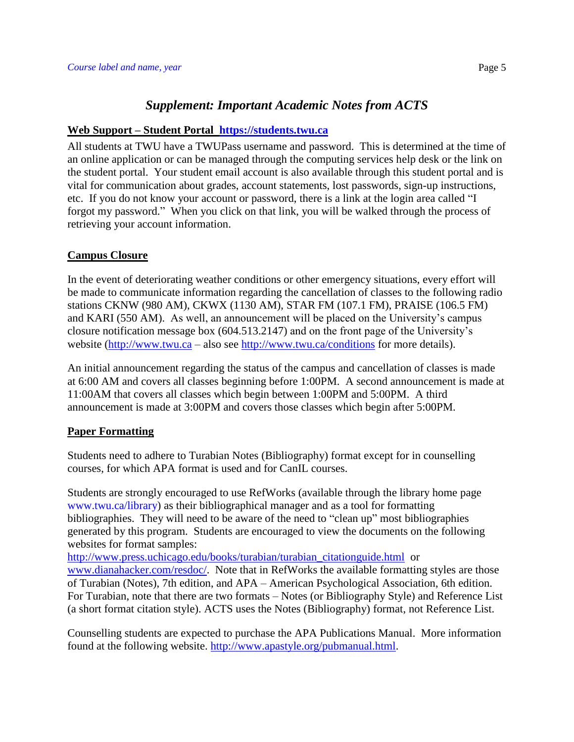## *Supplement: Important Academic Notes from ACTS*

**Web Support – Student Portal https://students.twu.ca**

All students at TWU have a TWUPass username and password. This is determined at the time of an online application or can be managed through the computing services help desk or the link on the student portal. Your student email account is also available through this student portal and is vital for communication about grades, account statements, lost passwords, sign-up instructions, etc. If you do not know your account or password, there is a link at the login area called "I forgot my password." When you click on that link, you will be walked through the process of retrieving your account information.

**Campus Closure**

In the event of deteriorating weather conditions or other emergency situations, every effort will be made to communicate information regarding the cancellation of classes to the following radio stations CKNW (980 AM), CKWX (1130 AM), STAR FM (107.1 FM), PRAISE (106.5 FM) and KARI (550 AM). As well, an announcement will be placed on the University's campus closure notification message box (604.513.2147) and on the front page of the University's website (http://www.twu.ca – also see http://www.twu.ca/conditions for more details).

An initial announcement regarding the status of the campus and cancellation of classes is made at 6:00 AM and covers all classes beginning before 1:00PM. A second announcement is made at 11:00AM that covers all classes which begin between 1:00PM and 5:00PM. A third announcement is made at 3:00PM and covers those classes which begin after 5:00PM.

**Paper Formatting**

Students need to adhere to Turabian Notes (Bibliography) format except for in counselling courses, for which APA format is used and for CanIL courses.

Students are strongly encouraged to use RefWorks (available through the library home page www.twu.ca/library) as their bibliographical manager and as a tool for formatting bibliographies. They will need to be aware of the need to "clean up" most bibliographies generated by this program. Students are encouraged to view the documents on the following websites for format samples:
http://www.press.uchicago.edu/books/turabian/turabian_citationguide.html or www.dianahacker.com/resdoc/. Note that in RefWorks the available formatting styles are those of Turabian (Notes), 7th edition, and APA – American Psychological Association, 6th edition. For Turabian, note that there are two formats – Notes (or Bibliography Style) and Reference List (a short format citation style). ACTS uses the Notes (Bibliography) format, not Reference List.

Counselling students are expected to purchase the APA Publications Manual. More information found at the following website. http://www.apastyle.org/pubmanual.html.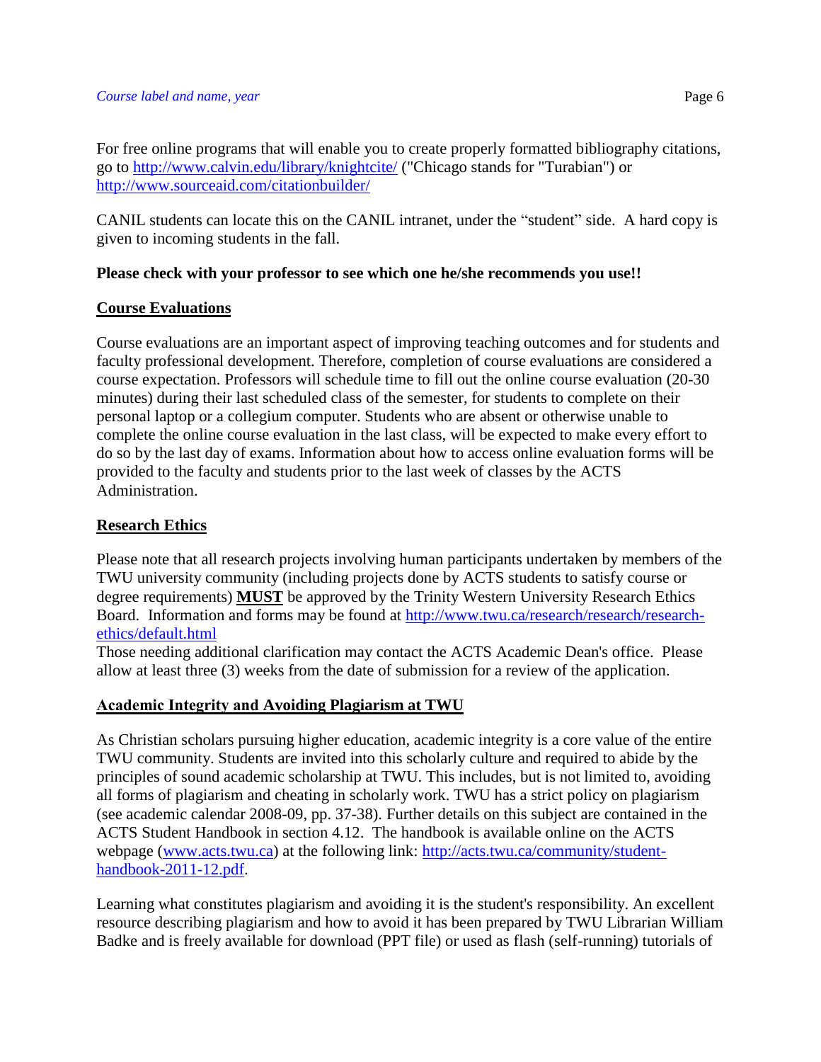For free online programs that will enable you to create properly formatted bibliography citations, go to http://www.calvin.edu/library/knightcite/ ("Chicago stands for "Turabian") or http://www.sourceaid.com/citationbuilder/

CANIL students can locate this on the CANIL intranet, under the "student" side. A hard copy is given to incoming students in the fall.

**Please check with your professor to see which one he/she recommends you use!!**

## Course Evaluations

Course evaluations are an important aspect of improving teaching outcomes and for students and faculty professional development. Therefore, completion of course evaluations are considered a course expectation. Professors will schedule time to fill out the online course evaluation (20-30 minutes) during their last scheduled class of the semester, for students to complete on their personal laptop or a collegium computer. Students who are absent or otherwise unable to complete the online course evaluation in the last class, will be expected to make every effort to do so by the last day of exams. Information about how to access online evaluation forms will be provided to the faculty and students prior to the last week of classes by the ACTS Administration.

## Research Ethics

Please note that all research projects involving human participants undertaken by members of the TWU university community (including projects done by ACTS students to satisfy course or degree requirements) **MUST** be approved by the Trinity Western University Research Ethics Board. Information and forms may be found at http://www.twu.ca/research/research/research-ethics/default.html
Those needing additional clarification may contact the ACTS Academic Dean's office. Please allow at least three (3) weeks from the date of submission for a review of the application.

## Academic Integrity and Avoiding Plagiarism at TWU

As Christian scholars pursuing higher education, academic integrity is a core value of the entire TWU community. Students are invited into this scholarly culture and required to abide by the principles of sound academic scholarship at TWU. This includes, but is not limited to, avoiding all forms of plagiarism and cheating in scholarly work. TWU has a strict policy on plagiarism (see academic calendar 2008-09, pp. 37-38). Further details on this subject are contained in the ACTS Student Handbook in section 4.12. The handbook is available online on the ACTS webpage (www.acts.twu.ca) at the following link: http://acts.twu.ca/community/student-handbook-2011-12.pdf.

Learning what constitutes plagiarism and avoiding it is the student's responsibility. An excellent resource describing plagiarism and how to avoid it has been prepared by TWU Librarian William Badke and is freely available for download (PPT file) or used as flash (self-running) tutorials of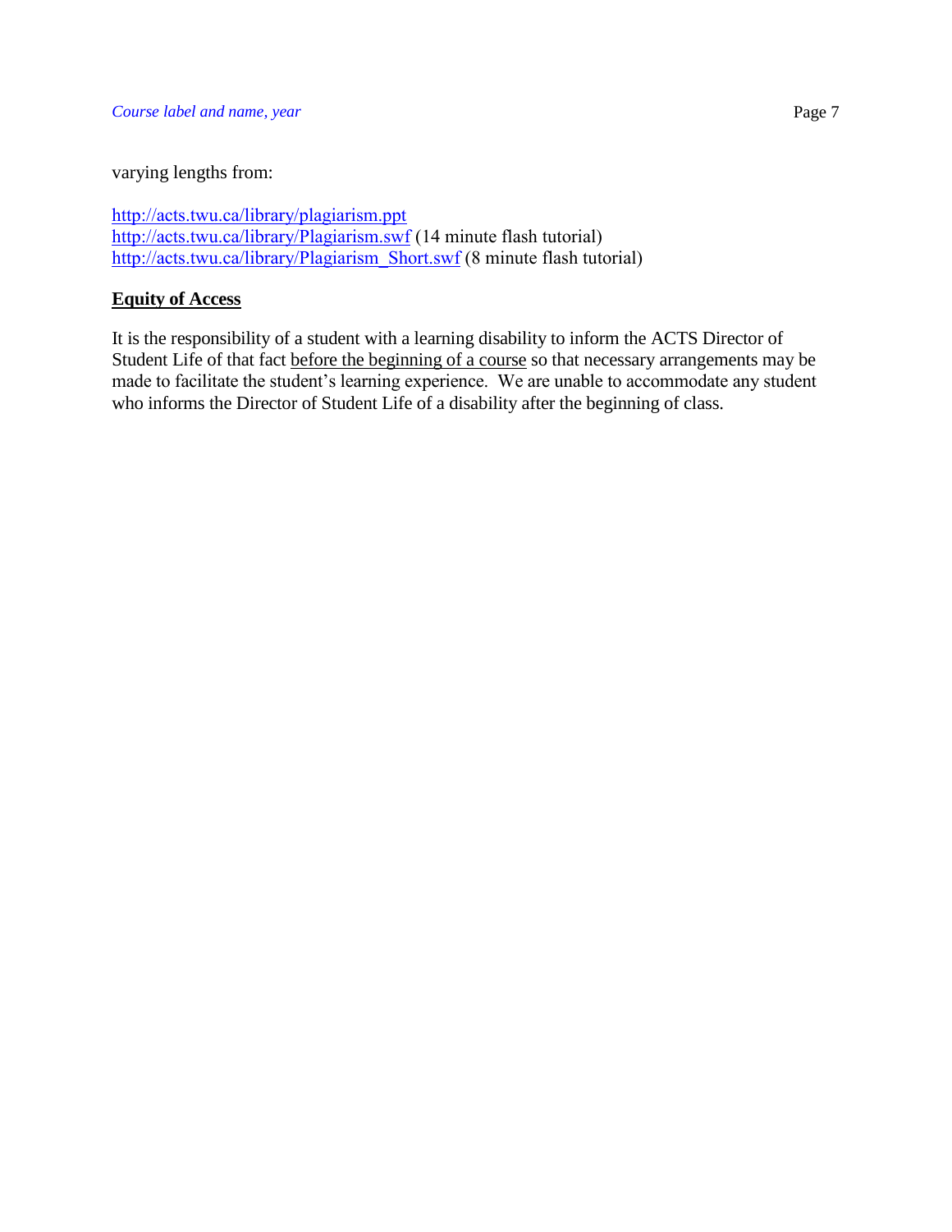varying lengths from:

[http://acts.twu.ca/library/plagiarism.ppt](http://acts.twu.ca/library/plagiarism.ppt)
[http://acts.twu.ca/library/Plagiarism.swf](http://acts.twu.ca/library/Plagiarism.swf) (14 minute flash tutorial)
[http://acts.twu.ca/library/Plagiarism_Short.swf](http://acts.twu.ca/library/Plagiarism_Short.swf) (8 minute flash tutorial)

**Equity of Access**

It is the responsibility of a student with a learning disability to inform the ACTS Director of Student Life of that fact before the beginning of a course so that necessary arrangements may be made to facilitate the student's learning experience. We are unable to accommodate any student who informs the Director of Student Life of a disability after the beginning of class.